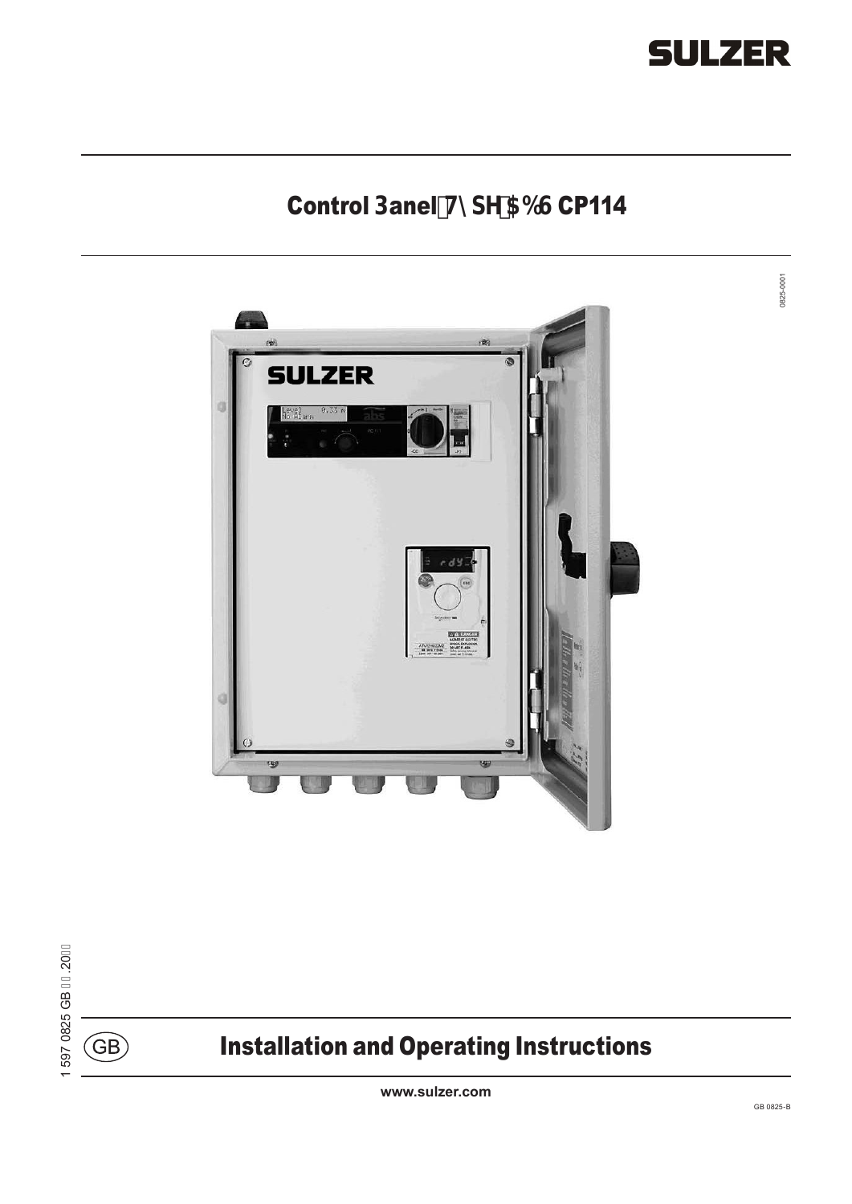# SULZER

## Control Panel Type ABS CP114

0825-0001

1 597 0825 GB 0 .20

GB

# Installation and Operating Instructions

www.sulzer.com

GB 0825-B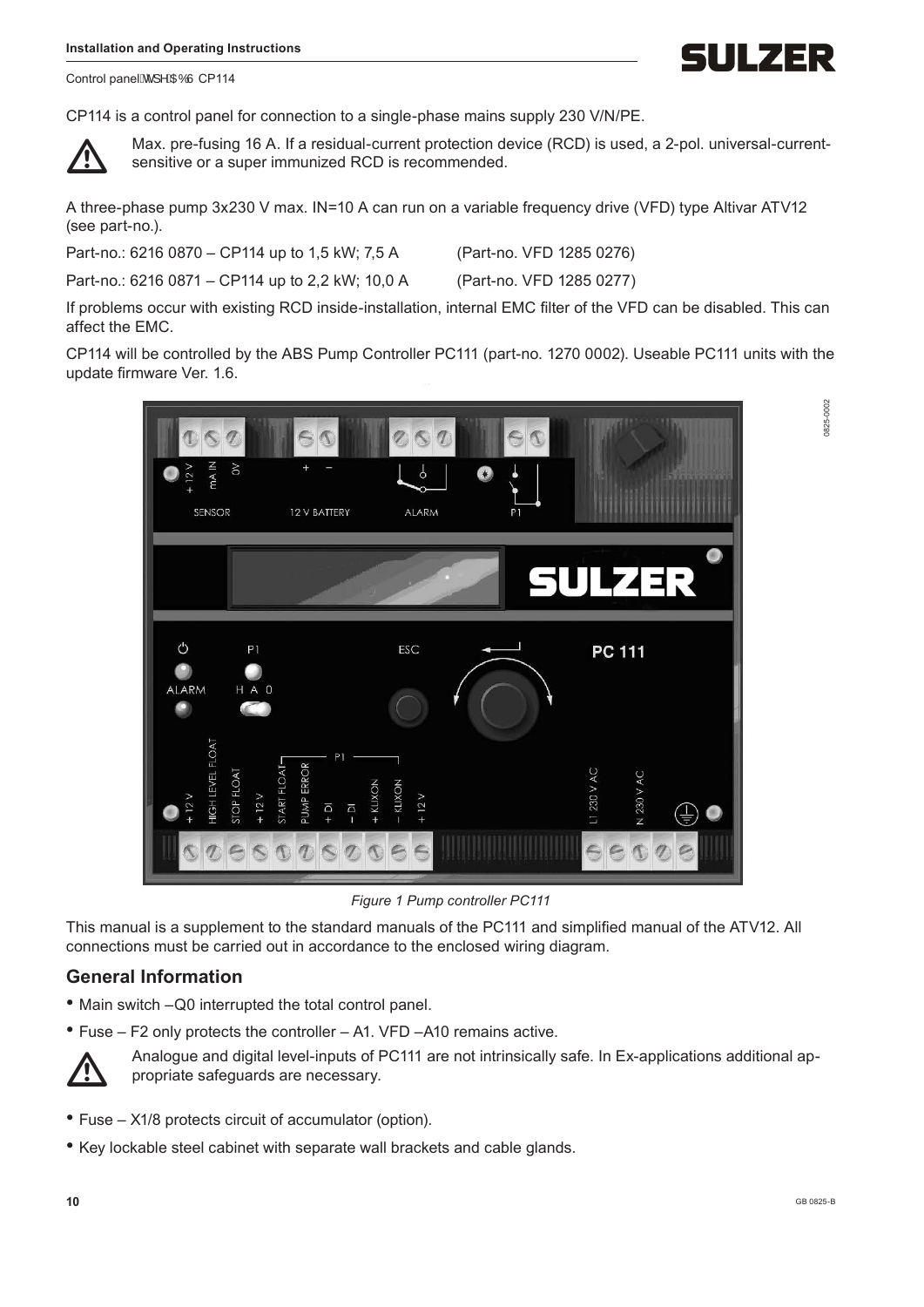CP114 is a control panel for connection to a single-phase mains supply 230 V/N/PE.

⚠ Max. pre-fusing 16 A. If a residual-current protection device (RCD) is used, a 2-pol. universal-current-sensitive or a super immunized RCD is recommended.

A three-phase pump 3x230 V max. IN=10 A can run on a variable frequency drive (VFD) type Altivar ATV12 (see part-no.).

Part-no.: 6216 0870 – CP114 up to 1,5 kW; 7,5 A (Part-no. VFD 1285 0276)

Part-no.: 6216 0871 – CP114 up to 2,2 kW; 10,0 A (Part-no. VFD 1285 0277)

If problems occur with existing RCD inside-installation, internal EMC filter of the VFD can be disabled. This can affect the EMC.

CP114 will be controlled by the ABS Pump Controller PC111 (part-no. 1270 0002). Useable PC111 units with the update firmware Ver. 1.6.

*Figure 1 Pump controller PC111*

This manual is a supplement to the standard manuals of the PC111 and simplified manual of the ATV12. All connections must be carried out in accordance to the enclosed wiring diagram.

## General Information

- Main switch –Q0 interrupted the total control panel.
- Fuse – F2 only protects the controller – A1. VFD –A10 remains active.

⚠ Analogue and digital level-inputs of PC111 are not intrinsically safe. In Ex-applications additional appropriate safeguards are necessary.

- Fuse – X1/8 protects circuit of accumulator (option).
- Key lockable steel cabinet with separate wall brackets and cable glands.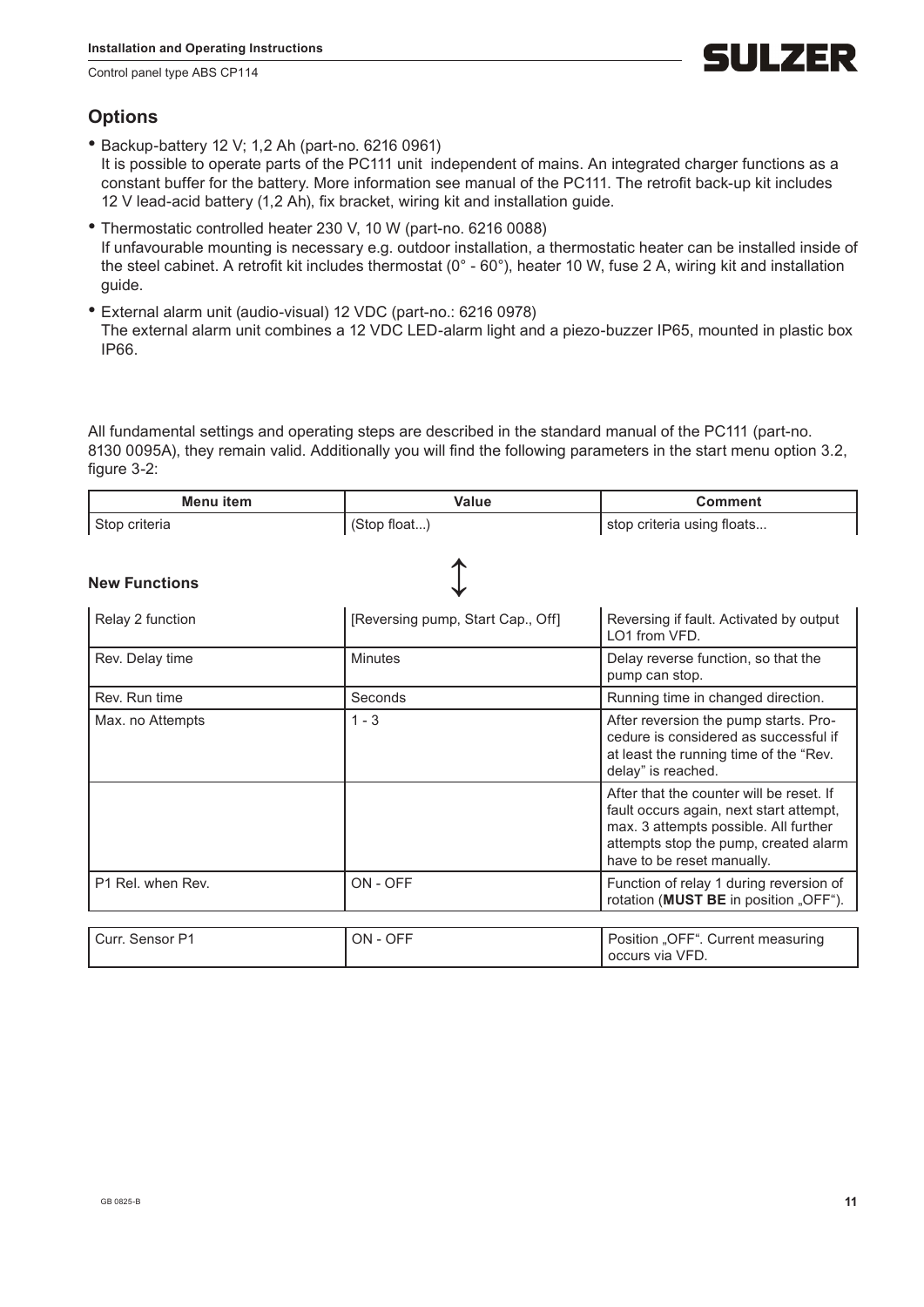## Options

- Backup-battery 12 V; 1,2 Ah (part-no. 6216 0961)
  It is possible to operate parts of the PC111 unit independent of mains. An integrated charger functions as a constant buffer for the battery. More information see manual of the PC111. The retrofit back-up kit includes 12 V lead-acid battery (1,2 Ah), fix bracket, wiring kit and installation guide.
- Thermostatic controlled heater 230 V, 10 W (part-no. 6216 0088)
  If unfavourable mounting is necessary e.g. outdoor installation, a thermostatic heater can be installed inside of the steel cabinet. A retrofit kit includes thermostat (0° - 60°), heater 10 W, fuse 2 A, wiring kit and installation guide.
- External alarm unit (audio-visual) 12 VDC (part-no.: 6216 0978)
  The external alarm unit combines a 12 VDC LED-alarm light and a piezo-buzzer IP65, mounted in plastic box IP66.

All fundamental settings and operating steps are described in the standard manual of the PC111 (part-no. 8130 0095A), they remain valid. Additionally you will find the following parameters in the start menu option 3.2, figure 3-2:

| Menu item | Value | Comment |
|---|---|---|
| Stop criteria | (Stop float...) | stop criteria using floats... |

↕

**New Functions**

| | | |
|---|---|---|
| Relay 2 function | [Reversing pump, Start Cap., Off] | Reversing if fault. Activated by output LO1 from VFD. |
| Rev. Delay time | Minutes | Delay reverse function, so that the pump can stop. |
| Rev. Run time | Seconds | Running time in changed direction. |
| Max. no Attempts | 1 - 3 | After reversion the pump starts. Procedure is considered as successful if at least the running time of the "Rev. delay" is reached. |
| | | After that the counter will be reset. If fault occurs again, next start attempt, max. 3 attempts possible. All further attempts stop the pump, created alarm have to be reset manually. |
| P1 Rel. when Rev. | ON - OFF | Function of relay 1 during reversion of rotation (**MUST BE** in position „OFF"). |

| | | |
|---|---|---|
| Curr. Sensor P1 | ON - OFF | Position „OFF". Current measuring occurs via VFD. |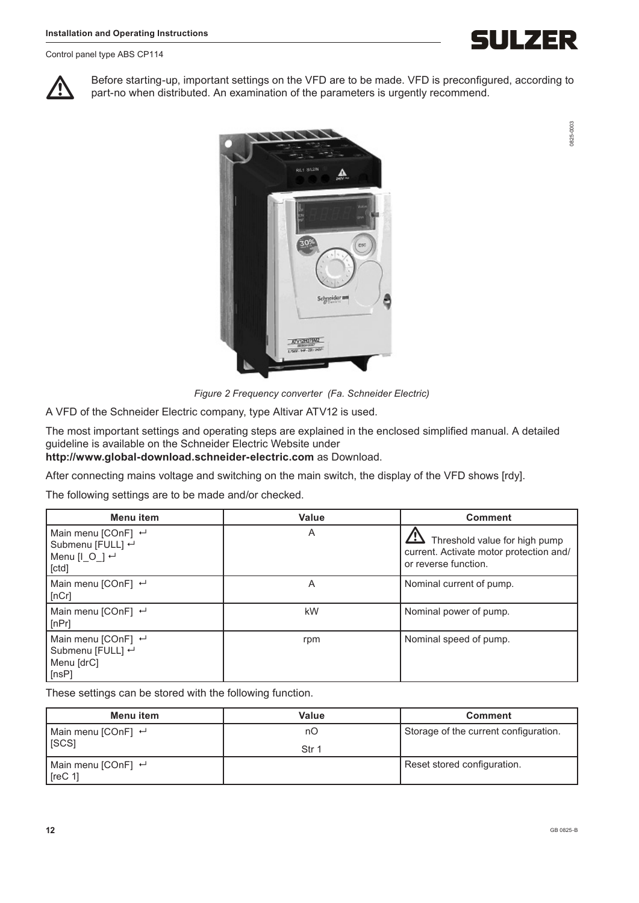⚠ Before starting-up, important settings on the VFD are to be made. VFD is preconfigured, according to part-no when distributed. An examination of the parameters is urgently recommend.

*Figure 2 Frequency converter (Fa. Schneider Electric)*

A VFD of the Schneider Electric company, type Altivar ATV12 is used.

The most important settings and operating steps are explained in the enclosed simplified manual. A detailed guideline is available on the Schneider Electric Website under **http://www.global-download.schneider-electric.com** as Download.

After connecting mains voltage and switching on the main switch, the display of the VFD shows [rdy].

The following settings are to be made and/or checked.

| Menu item | Value | Comment |
|---|---|---|
| Main menu [COnF] ↵ Submenu [FULL] ↵ Menu [I_O_] ↵ [ctd] | A | ⚠ Threshold value for high pump current. Activate motor protection and/ or reverse function. |
| Main menu [COnF] ↵ [nCr] | A | Nominal current of pump. |
| Main menu [COnF] ↵ [nPr] | kW | Nominal power of pump. |
| Main menu [COnF] ↵ Submenu [FULL] ↵ Menu [drC] [nsP] | rpm | Nominal speed of pump. |

These settings can be stored with the following function.

| Menu item | Value | Comment |
|---|---|---|
| Main menu [COnF] ↵ [SCS] | nO Str 1 | Storage of the current configuration. |
| Main menu [COnF] ↵ [reC 1] | | Reset stored configuration. |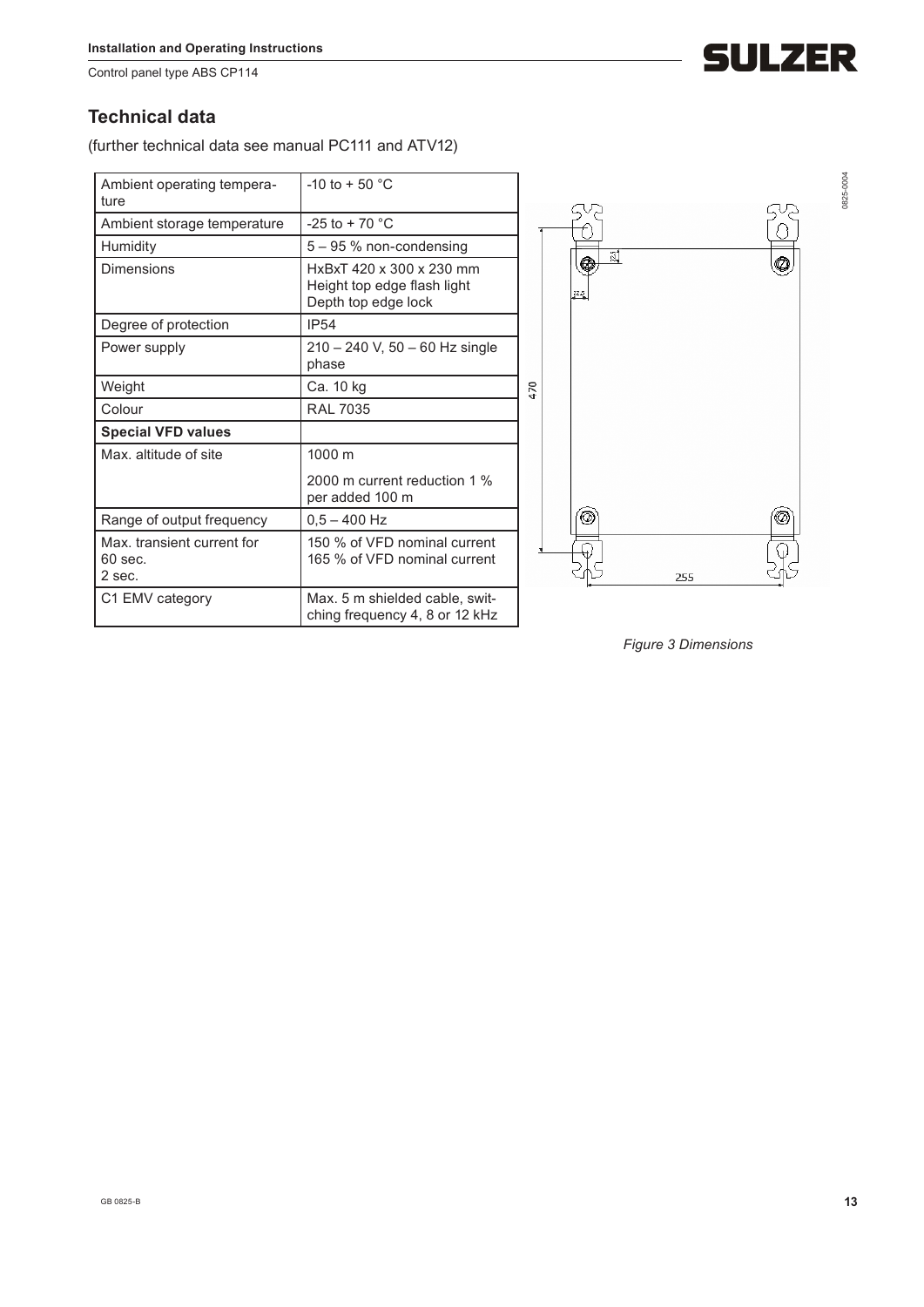## Technical data

(further technical data see manual PC111 and ATV12)

| Ambient operating temperature | -10 to + 50 °C |
|---|---|
| Ambient storage temperature | -25 to + 70 °C |
| Humidity | 5 – 95 % non-condensing |
| Dimensions | HxBxT 420 x 300 x 230 mm<br>Height top edge flash light<br>Depth top edge lock |
| Degree of protection | IP54 |
| Power supply | 210 – 240 V, 50 – 60 Hz single phase |
| Weight | Ca. 10 kg |
| Colour | RAL 7035 |
| **Special VFD values** | |
| Max. altitude of site | 1000 m<br>2000 m current reduction 1 % per added 100 m |
| Range of output frequency | 0,5 – 400 Hz |
| Max. transient current for<br>60 sec.<br>2 sec. | 150 % of VFD nominal current<br>165 % of VFD nominal current |
| C1 EMV category | Max. 5 m shielded cable, switching frequency 4, 8 or 12 kHz |

*Figure 3 Dimensions*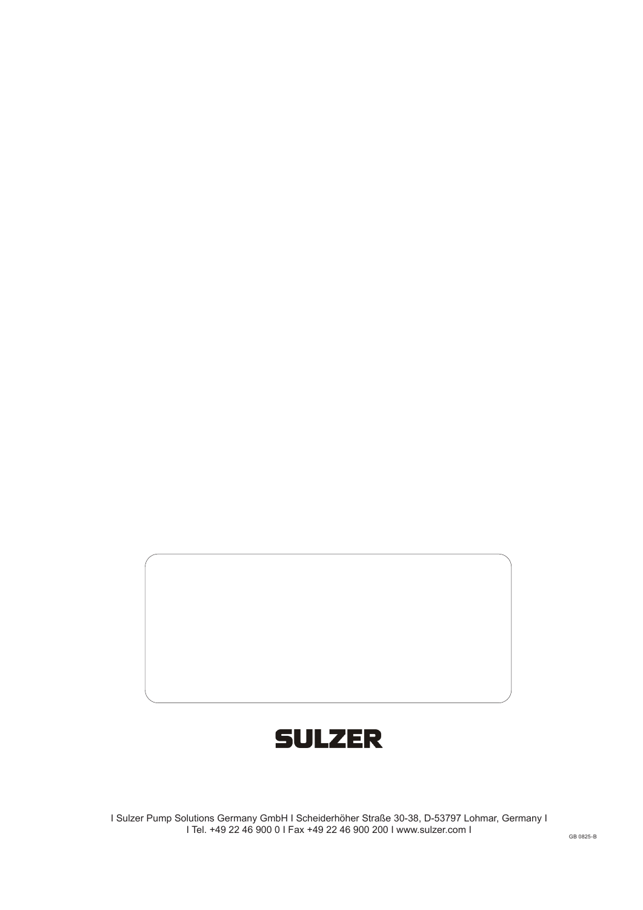SULZER

I Sulzer Pump Solutions Germany GmbH I Scheiderhöher Straße 30-38, D-53797 Lohmar, Germany I
I Tel. +49 22 46 900 0 I Fax +49 22 46 900 200 I www.sulzer.com I

GB 0825-B